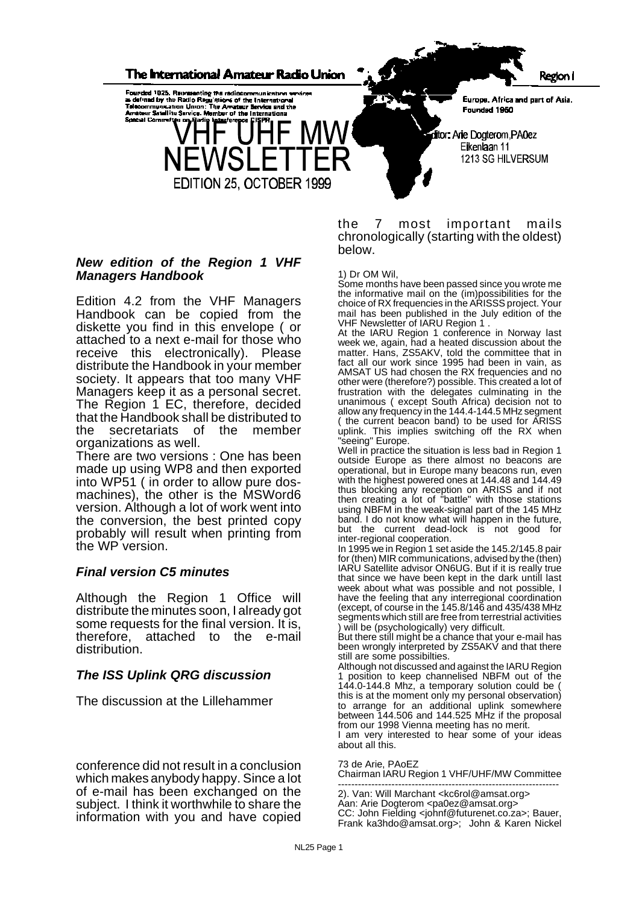The International Amateur Radio Union

Founded 1925. Representing the radiocommunication services as defined by the Radio Regulations of the International Telecommunication Union: The Amateur Service and the Amateur Satellite Service. Member of the International Special Committee on Radio Interference CISPR.

Region I

Europe, Africa and part of Asia. Founded 1950

# VHF UHF MW NEWSLETTER

EDITION 25, OCTOBER 1999

Editor: Arie Dogterom, PA0ez
Eikenlaan 11
1213 SG HILVERSUM

### *New edition of the Region 1 VHF Managers Handbook*

Edition 4.2 from the VHF Managers Handbook can be copied from the diskette you find in this envelope ( or attached to a next e-mail for those who receive this electronically). Please distribute the Handbook in your member society. It appears that too many VHF Managers keep it as a personal secret. The Region 1 EC, therefore, decided that the Handbook shall be distributed to the secretariats of the member organizations as well.

There are two versions : One has been made up using WP8 and then exported into WP51 ( in order to allow pure dos-machines), the other is the MSWord6 version. Although a lot of work went into the conversion, the best printed copy probably will result when printing from the WP version.

### *Final version C5 minutes*

Although the Region 1 Office will distribute the minutes soon, I already got some requests for the final version. It is, therefore, attached to the e-mail distribution.

### *The ISS Uplink QRG discussion*

The discussion at the Lillehammer conference did not result in a conclusion which makes anybody happy. Since a lot of e-mail has been exchanged on the subject. I think it worthwhile to share the information with you and have copied the 7 most important mails chronologically (starting with the oldest) below.

1) Dr OM Wil,

Some months have been passed since you wrote me the informative mail on the (im)possibilities for the choice of RX frequencies in the ARISSS project. Your mail has been published in the July edition of the VHF Newsletter of IARU Region 1 .

At the IARU Region 1 conference in Norway last week we, again, had a heated discussion about the matter. Hans, ZS5AKV, told the committee that in fact all our work since 1995 had been in vain, as AMSAT US had chosen the RX frequencies and no other were (therefore?) possible. This created a lot of frustration with the delegates culminating in the unanimous ( except South Africa) decision not to allow any frequency in the 144.4-144.5 MHz segment ( the current beacon band) to be used for ARISS uplink. This implies switching off the RX when "seeing" Europe.

Well in practice the situation is less bad in Region 1 outside Europe as there almost no beacons are operational, but in Europe many beacons run, even with the highest powered ones at 144.48 and 144.49 thus blocking any reception on ARISS and if not then creating a lot of "battle" with those stations using NBFM in the weak-signal part of the 145 MHz band. I do not know what will happen in the future, but the current dead-lock is not good for inter-regional cooperation.

In 1995 we in Region 1 set aside the 145.2/145.8 pair for (then) MIR communications, advised by the (then) IARU Satellite advisor ON6UG. But if it is really true that since we have been kept in the dark untill last week about what was possible and not possible, I have the feeling that any interregional coordination (except, of course in the 145.8/146 and 435/438 MHz segments which still are free from terrestrial activities ) will be (psychologically) very difficult.

But there still might be a chance that your e-mail has been wrongly interpreted by ZS5AKV and that there still are some possibilties.

Although not discussed and against the IARU Region 1 position to keep channelised NBFM out of the 144.0-144.8 Mhz, a temporary solution could be ( this is at the moment only my personal observation) to arrange for an additional uplink somewhere between 144.506 and 144.525 MHz if the proposal from our 1998 Vienna meeting has no merit.

I am very interested to hear some of your ideas about all this.

73 de Arie, PAoEZ
Chairman IARU Region 1 VHF/UHF/MW Committee

---

2). Van: Will Marchant <kc6rol@amsat.org>
Aan: Arie Dogterom <pa0ez@amsat.org>
CC: John Fielding <johnf@futurenet.co.za>; Bauer, Frank ka3hdo@amsat.org>; John & Karen Nickel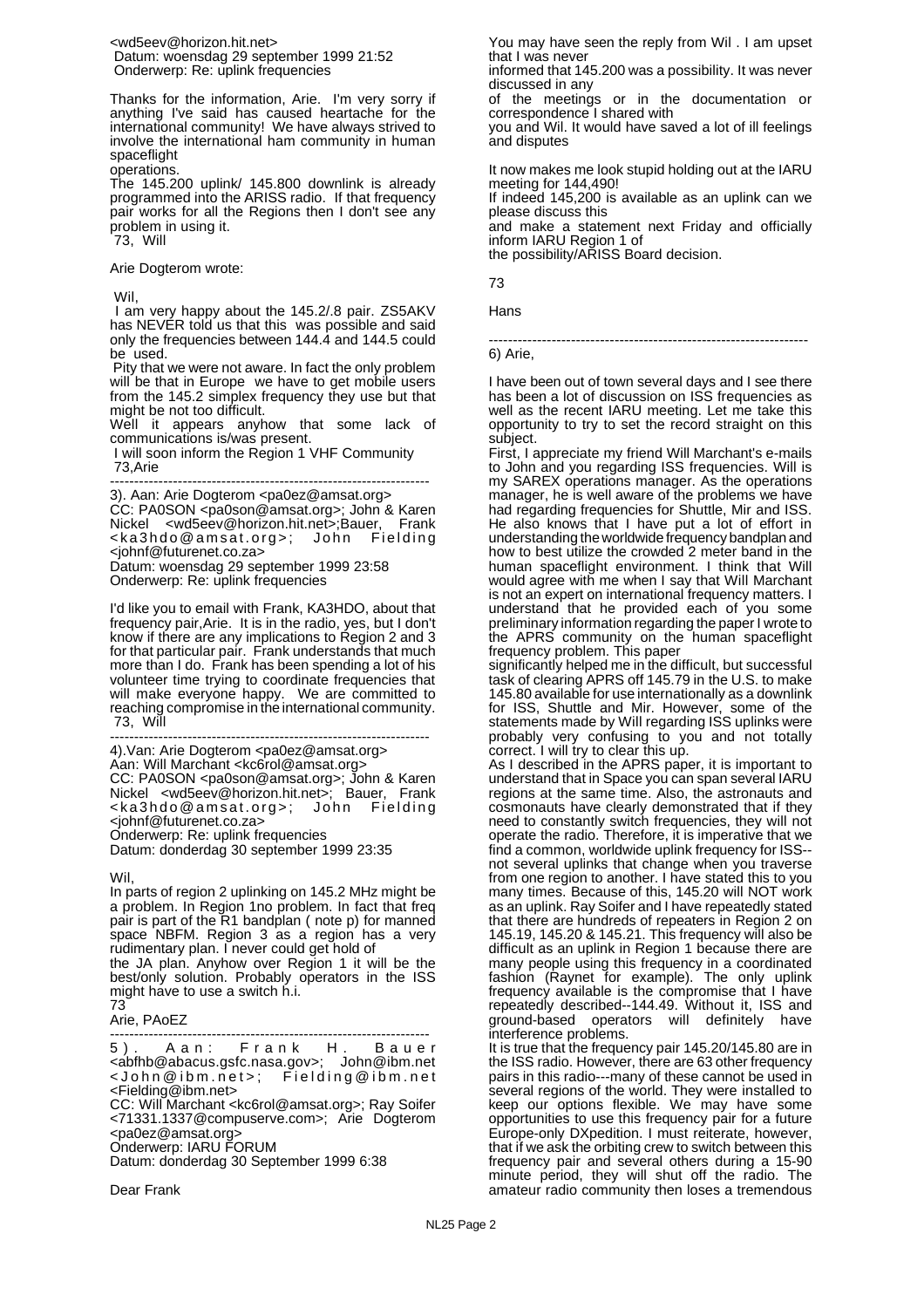<wd5eev@horizon.hit.net>
Datum: woensdag 29 september 1999 21:52
Onderwerp: Re: uplink frequencies

Thanks for the information, Arie. I'm very sorry if anything I've said has caused heartache for the international community! We have always strived to involve the international ham community in human spaceflight operations.
The 145.200 uplink/ 145.800 downlink is already programmed into the ARISS radio. If that frequency pair works for all the Regions then I don't see any problem in using it.
73, Will

Arie Dogterom wrote:

Wil,
I am very happy about the 145.2/.8 pair. ZS5AKV has NEVER told us that this was possible and said only the frequencies between 144.4 and 144.5 could be used.
Pity that we were not aware. In fact the only problem will be that in Europe we have to get mobile users from the 145.2 simplex frequency they use but that might be not too difficult.
Well it appears anyhow that some lack of communications is/was present.
I will soon inform the Region 1 VHF Community
73,Arie

---

3). Aan: Arie Dogterom <pa0ez@amsat.org>
CC: PA0SON <pa0son@amsat.org>; John & Karen Nickel <wd5eev@horizon.hit.net>;Bauer, Frank <ka3hdo@amsat.org>; John Fielding <johnf@futurenet.co.za>
Datum: woensdag 29 september 1999 23:58
Onderwerp: Re: uplink frequencies

I'd like you to email with Frank, KA3HDO, about that frequency pair,Arie. It is in the radio, yes, but I don't know if there are any implications to Region 2 and 3 for that particular pair. Frank understands that much more than I do. Frank has been spending a lot of his volunteer time trying to coordinate frequencies that will make everyone happy. We are committed to reaching compromise in the international community.
73, Will

---

4).Van: Arie Dogterom <pa0ez@amsat.org>
Aan: Will Marchant <kc6rol@amsat.org>
CC: PA0SON <pa0son@amsat.org>; John & Karen Nickel <wd5eev@horizon.hit.net>; Bauer, Frank <ka3hdo@amsat.org>; John Fielding <johnf@futurenet.co.za>
Onderwerp: Re: uplink frequencies
Datum: donderdag 30 september 1999 23:35

Wil,
In parts of region 2 uplinking on 145.2 MHz might be a problem. In Region 1no problem. In fact that freq pair is part of the R1 bandplan ( note p) for manned space NBFM. Region 3 as a region has a very rudimentary plan. I never could get hold of the JA plan. Anyhow over Region 1 it will be the best/only solution. Probably operators in the ISS might have to use a switch h.i.
73
Arie, PAoEZ

---

5). Aan: Frank H. Bauer <abfhb@abacus.gsfc.nasa.gov>; John@ibm.net <John@ibm.net>; Fielding@ibm.net <Fielding@ibm.net>
CC: Will Marchant <kc6rol@amsat.org>; Ray Soifer <71331.1337@compuserve.com>; Arie Dogterom <pa0ez@amsat.org>
Onderwerp: IARU FORUM
Datum: donderdag 30 September 1999 6:38

Dear Frank

You may have seen the reply from Wil . I am upset that I was never informed that 145.200 was a possibility. It was never discussed in any of the meetings or in the documentation or correspondence I shared with you and Wil. It would have saved a lot of ill feelings and disputes

It now makes me look stupid holding out at the IARU meeting for 144,490!
If indeed 145,200 is available as an uplink can we please discuss this and make a statement next Friday and officially inform IARU Region 1 of the possibility/ARISS Board decision.

73

Hans

---

6) Arie,

I have been out of town several days and I see there has been a lot of discussion on ISS frequencies as well as the recent IARU meeting. Let me take this opportunity to try to set the record straight on this subject.
First, I appreciate my friend Will Marchant's e-mails to John and you regarding ISS frequencies. Will is my SAREX operations manager. As the operations manager, he is well aware of the problems we have had regarding frequencies for Shuttle, Mir and ISS. He also knows that I have put a lot of effort in understanding the worldwide frequency bandplan and how to best utilize the crowded 2 meter band in the human spaceflight environment. I think that Will would agree with me when I say that Will Marchant is not an expert on international frequency matters. I understand that he provided each of you some preliminary information regarding the paper I wrote to the APRS community on the human spaceflight frequency problem. This paper significantly helped me in the difficult, but successful task of clearing APRS off 145.79 in the U.S. to make 145.80 available for use internationally as a downlink for ISS, Shuttle and Mir. However, some of the statements made by Will regarding ISS uplinks were probably very confusing to you and not totally correct. I will try to clear this up.
As I described in the APRS paper, it is important to understand that in Space you can span several IARU regions at the same time. Also, the astronauts and cosmonauts have clearly demonstrated that if they need to constantly switch frequencies, they will not operate the radio. Therefore, it is imperative that we find a common, worldwide uplink frequency for ISS--not several uplinks that change when you traverse from one region to another. I have stated this to you many times. Because of this, 145.20 will NOT work as an uplink. Ray Soifer and I have repeatedly stated that there are hundreds of repeaters in Region 2 on 145.19, 145.20 & 145.21. This frequency will also be difficult as an uplink in Region 1 because there are many people using this frequency in a coordinated fashion (Raynet for example). The only uplink frequency available is the compromise that I have repeatedly described--144.49. Without it, ISS and ground-based operators will definitely have interference problems.
It is true that the frequency pair 145.20/145.80 are in the ISS radio. However, there are 63 other frequency pairs in this radio---many of these cannot be used in several regions of the world. They were installed to keep our options flexible. We may have some opportunities to use this frequency pair for a future Europe-only DXpedition. I must reiterate, however, that if we ask the orbiting crew to switch between this frequency pair and several others during a 15-90 minute period, they will shut off the radio. The amateur radio community then loses a tremendous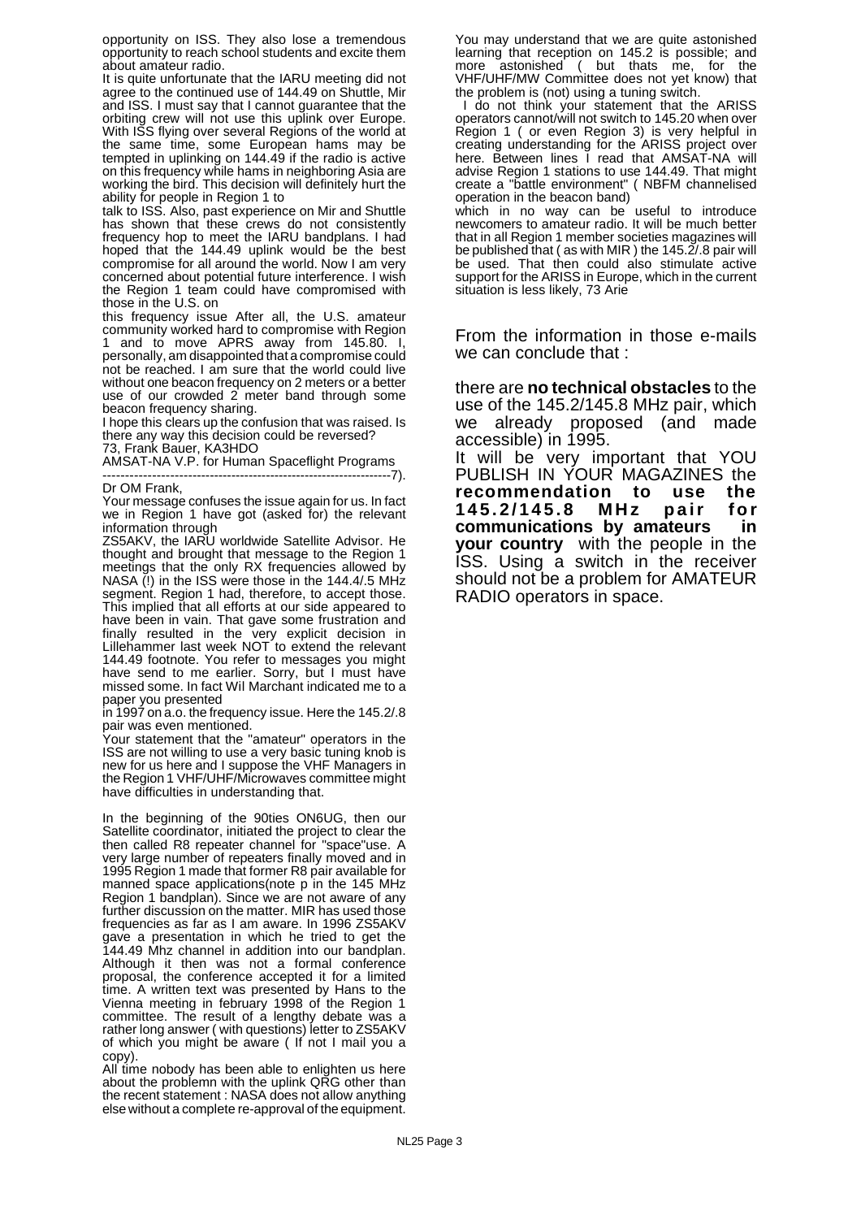opportunity on ISS. They also lose a tremendous opportunity to reach school students and excite them about amateur radio.

It is quite unfortunate that the IARU meeting did not agree to the continued use of 144.49 on Shuttle, Mir and ISS. I must say that I cannot guarantee that the orbiting crew will not use this uplink over Europe. With ISS flying over several Regions of the world at the same time, some European hams may be tempted in uplinking on 144.49 if the radio is active on this frequency while hams in neighboring Asia are working the bird. This decision will definitely hurt the ability for people in Region 1 to

talk to ISS. Also, past experience on Mir and Shuttle has shown that these crews do not consistently frequency hop to meet the IARU bandplans. I had hoped that the 144.49 uplink would be the best compromise for all around the world. Now I am very concerned about potential future interference. I wish the Region 1 team could have compromised with those in the U.S. on

this frequency issue After all, the U.S. amateur community worked hard to compromise with Region 1 and to move APRS away from 145.80. I, personally, am disappointed that a compromise could not be reached. I am sure that the world could live without one beacon frequency on 2 meters or a better use of our crowded 2 meter band through some beacon frequency sharing.

I hope this clears up the confusion that was raised. Is there any way this decision could be reversed?

73, Frank Bauer, KA3HDO

AMSAT-NA V.P. for Human Spaceflight Programs

-------------------------------------------------------------------7).

Dr OM Frank,

Your message confuses the issue again for us. In fact we in Region 1 have got (asked for) the relevant information through

ZS5AKV, the IARU worldwide Satellite Advisor. He thought and brought that message to the Region 1 meetings that the only RX frequencies allowed by NASA (!) in the ISS were those in the 144.4/.5 MHz segment. Region 1 had, therefore, to accept those. This implied that all efforts at our side appeared to have been in vain. That gave some frustration and finally resulted in the very explicit decision in Lillehammer last week NOT to extend the relevant 144.49 footnote. You refer to messages you might have send to me earlier. Sorry, but I must have missed some. In fact Wil Marchant indicated me to a paper you presented

in 1997 on a.o. the frequency issue. Here the 145.2/.8 pair was even mentioned.

Your statement that the "amateur" operators in the ISS are not willing to use a very basic tuning knob is new for us here and I suppose the VHF Managers in the Region 1 VHF/UHF/Microwaves committee might have difficulties in understanding that.

In the beginning of the 90ties ON6UG, then our Satellite coordinator, initiated the project to clear the then called R8 repeater channel for "space"use. A very large number of repeaters finally moved and in 1995 Region 1 made that former R8 pair available for manned space applications(note p in the 145 MHz Region 1 bandplan). Since we are not aware of any further discussion on the matter. MIR has used those frequencies as far as I am aware. In 1996 ZS5AKV gave a presentation in which he tried to get the 144.49 Mhz channel in addition into our bandplan. Although it then was not a formal conference proposal, the conference accepted it for a limited time. A written text was presented by Hans to the Vienna meeting in february 1998 of the Region 1 committee. The result of a lengthy debate was a rather long answer ( with questions) letter to ZS5AKV of which you might be aware ( If not I mail you a copy).

All time nobody has been able to enlighten us here about the problemn with the uplink QRG other than the recent statement : NASA does not allow anything else without a complete re-approval of the equipment.

You may understand that we are quite astonished learning that reception on 145.2 is possible; and more astonished ( but thats me, for the VHF/UHF/MW Committee does not yet know) that the problem is (not) using a tuning switch.

I do not think your statement that the ARISS operators cannot/will not switch to 145.20 when over Region 1 ( or even Region 3) is very helpful in creating understanding for the ARISS project over here. Between lines I read that AMSAT-NA will advise Region 1 stations to use 144.49. That might create a "battle environment" ( NBFM channelised operation in the beacon band)

which in no way can be useful to introduce newcomers to amateur radio. It will be much better that in all Region 1 member societies magazines will be published that ( as with MIR ) the 145.2/.8 pair will be used. That then could also stimulate active support for the ARISS in Europe, which in the current situation is less likely, 73 Arie

From the information in those e-mails we can conclude that :

there are **no technical obstacles** to the use of the 145.2/145.8 MHz pair, which we already proposed (and made accessible) in 1995.

It will be very important that YOU PUBLISH IN YOUR MAGAZINES the **recommendation to use the 145.2/145.8 MHz pair for communications by amateurs in your country** with the people in the ISS. Using a switch in the receiver should not be a problem for AMATEUR RADIO operators in space.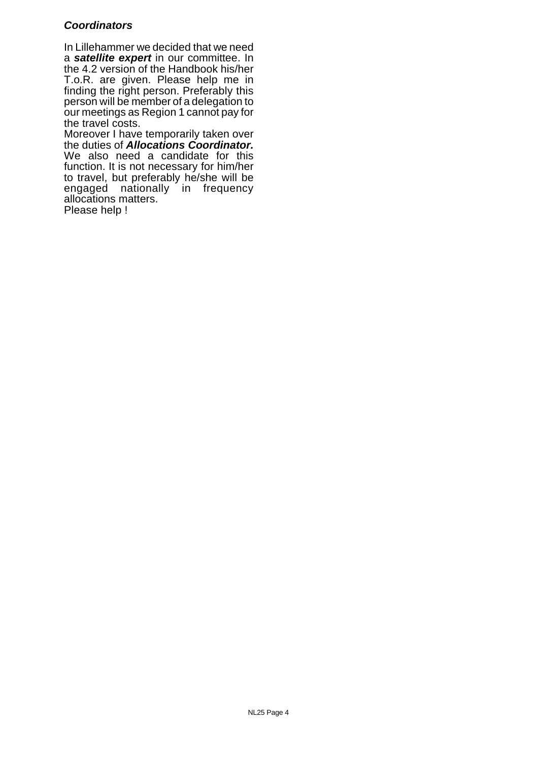### *Coordinators*

In Lillehammer we decided that we need a ***satellite expert*** in our committee. In the 4.2 version of the Handbook his/her T.o.R. are given. Please help me in finding the right person. Preferably this person will be member of a delegation to our meetings as Region 1 cannot pay for the travel costs.

Moreover I have temporarily taken over the duties of ***Allocations Coordinator.*** We also need a candidate for this function. It is not necessary for him/her to travel, but preferably he/she will be engaged nationally in frequency allocations matters.

Please help !